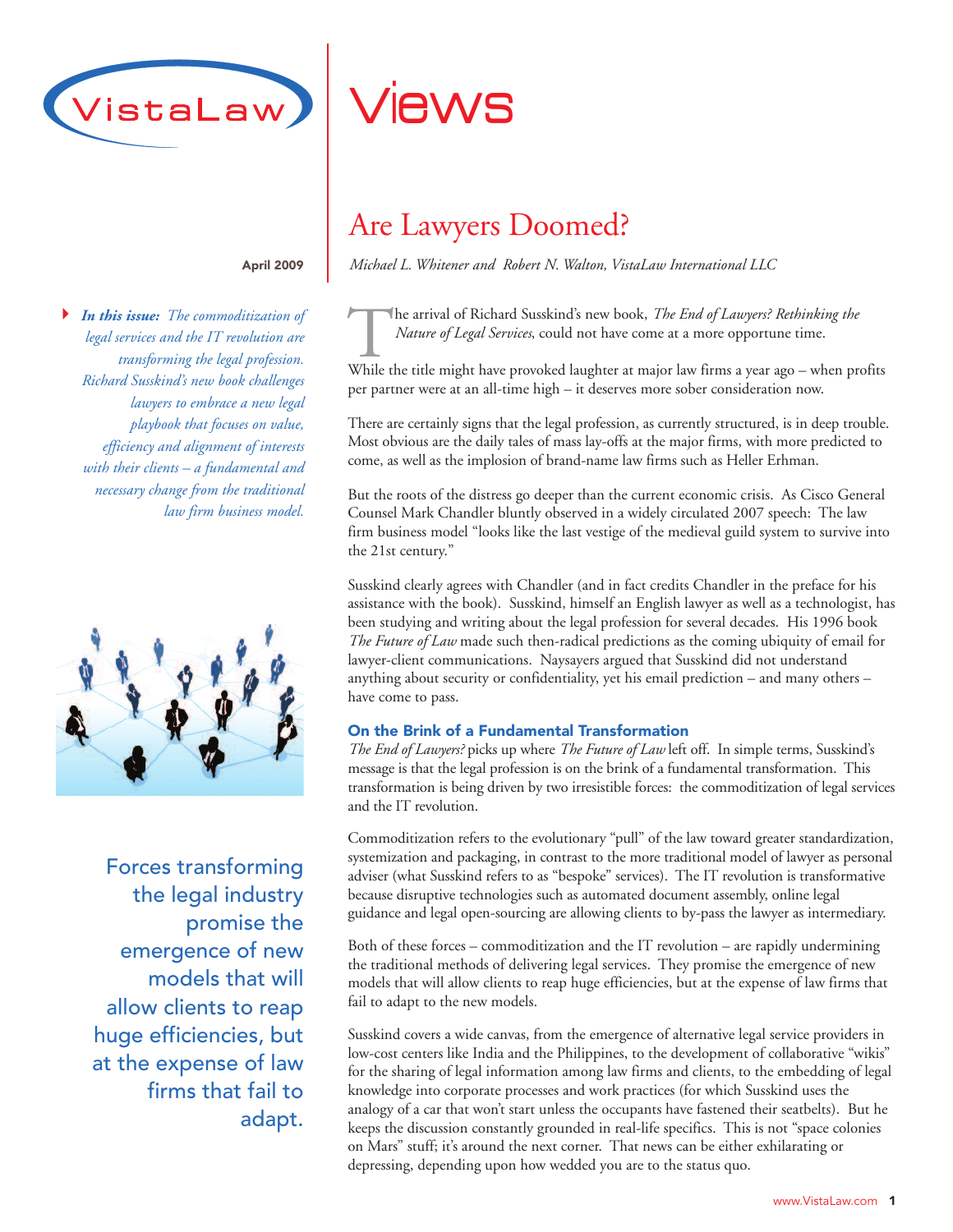VistaLaw

# Views

**April 2009**

*In this issue: The commoditization of legal services and the IT revolution are transforming the legal profession. Richard Susskind's new book challenges lawyers to embrace a new legal playbook that focuses on value, efficiency and alignment of interests with their clients – a fundamental and necessary change from the traditional law firm business model.*

Forces transforming the legal industry promise the emergence of new models that will allow clients to reap huge efficiencies, but at the expense of law firms that fail to adapt.

## Are Lawyers Doomed?

*Michael L. Whitener and Robert N. Walton, VistaLaw International LLC*

The arrival of Richard Susskind's new book, *The End of Lawyers? Rethinking the Nature of Legal Services*, could not have come at a more opportune time.

While the title might have provoked laughter at major law firms a year ago – when profits per partner were at an all-time high – it deserves more sober consideration now.

There are certainly signs that the legal profession, as currently structured, is in deep trouble. Most obvious are the daily tales of mass lay-offs at the major firms, with more predicted to come, as well as the implosion of brand-name law firms such as Heller Erhman.

But the roots of the distress go deeper than the current economic crisis. As Cisco General Counsel Mark Chandler bluntly observed in a widely circulated 2007 speech: The law firm business model "looks like the last vestige of the medieval guild system to survive into the 21st century."

Susskind clearly agrees with Chandler (and in fact credits Chandler in the preface for his assistance with the book). Susskind, himself an English lawyer as well as a technologist, has been studying and writing about the legal profession for several decades. His 1996 book *The Future of Law* made such then-radical predictions as the coming ubiquity of email for lawyer-client communications. Naysayers argued that Susskind did not understand anything about security or confidentiality, yet his email prediction – and many others – have come to pass.

### On the Brink of a Fundamental Transformation

*The End of Lawyers?* picks up where *The Future of Law* left off. In simple terms, Susskind's message is that the legal profession is on the brink of a fundamental transformation. This transformation is being driven by two irresistible forces: the commoditization of legal services and the IT revolution.

Commoditization refers to the evolutionary "pull" of the law toward greater standardization, systemization and packaging, in contrast to the more traditional model of lawyer as personal adviser (what Susskind refers to as "bespoke" services). The IT revolution is transformative because disruptive technologies such as automated document assembly, online legal guidance and legal open-sourcing are allowing clients to by-pass the lawyer as intermediary.

Both of these forces – commoditization and the IT revolution – are rapidly undermining the traditional methods of delivering legal services. They promise the emergence of new models that will allow clients to reap huge efficiencies, but at the expense of law firms that fail to adapt to the new models.

Susskind covers a wide canvas, from the emergence of alternative legal service providers in low-cost centers like India and the Philippines, to the development of collaborative "wikis" for the sharing of legal information among law firms and clients, to the embedding of legal knowledge into corporate processes and work practices (for which Susskind uses the analogy of a car that won't start unless the occupants have fastened their seatbelts). But he keeps the discussion constantly grounded in real-life specifics. This is not "space colonies on Mars" stuff; it's around the next corner. That news can be either exhilarating or depressing, depending upon how wedded you are to the status quo.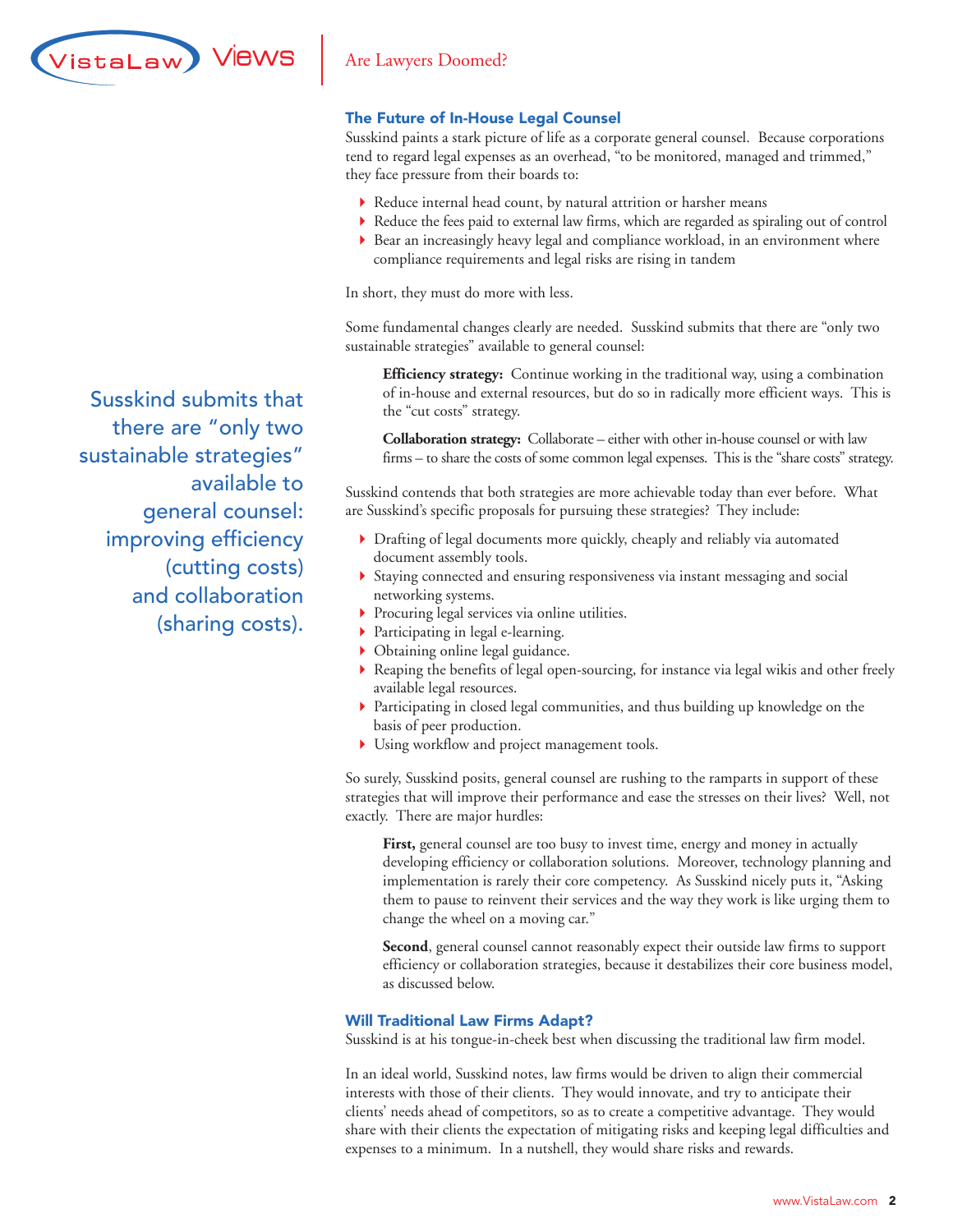## The Future of In-House Legal Counsel

Susskind paints a stark picture of life as a corporate general counsel. Because corporations tend to regard legal expenses as an overhead, "to be monitored, managed and trimmed," they face pressure from their boards to:

- Reduce internal head count, by natural attrition or harsher means
- Reduce the fees paid to external law firms, which are regarded as spiraling out of control
- Bear an increasingly heavy legal and compliance workload, in an environment where compliance requirements and legal risks are rising in tandem

In short, they must do more with less.

Some fundamental changes clearly are needed. Susskind submits that there are "only two sustainable strategies" available to general counsel:

> **Efficiency strategy:** Continue working in the traditional way, using a combination of in-house and external resources, but do so in radically more efficient ways. This is the "cut costs" strategy.
>
> **Collaboration strategy:** Collaborate – either with other in-house counsel or with law firms – to share the costs of some common legal expenses. This is the "share costs" strategy.

Susskind submits that there are "only two sustainable strategies" available to general counsel: improving efficiency (cutting costs) and collaboration (sharing costs).

Susskind contends that both strategies are more achievable today than ever before. What are Susskind's specific proposals for pursuing these strategies? They include:

- Drafting of legal documents more quickly, cheaply and reliably via automated document assembly tools.
- Staying connected and ensuring responsiveness via instant messaging and social networking systems.
- Procuring legal services via online utilities.
- Participating in legal e-learning.
- Obtaining online legal guidance.
- Reaping the benefits of legal open-sourcing, for instance via legal wikis and other freely available legal resources.
- Participating in closed legal communities, and thus building up knowledge on the basis of peer production.
- Using workflow and project management tools.

So surely, Susskind posits, general counsel are rushing to the ramparts in support of these strategies that will improve their performance and ease the stresses on their lives? Well, not exactly. There are major hurdles:

> **First,** general counsel are too busy to invest time, energy and money in actually developing efficiency or collaboration solutions. Moreover, technology planning and implementation is rarely their core competency. As Susskind nicely puts it, "Asking them to pause to reinvent their services and the way they work is like urging them to change the wheel on a moving car."
>
> **Second**, general counsel cannot reasonably expect their outside law firms to support efficiency or collaboration strategies, because it destabilizes their core business model, as discussed below.

## Will Traditional Law Firms Adapt?

Susskind is at his tongue-in-cheek best when discussing the traditional law firm model.

In an ideal world, Susskind notes, law firms would be driven to align their commercial interests with those of their clients. They would innovate, and try to anticipate their clients' needs ahead of competitors, so as to create a competitive advantage. They would share with their clients the expectation of mitigating risks and keeping legal difficulties and expenses to a minimum. In a nutshell, they would share risks and rewards.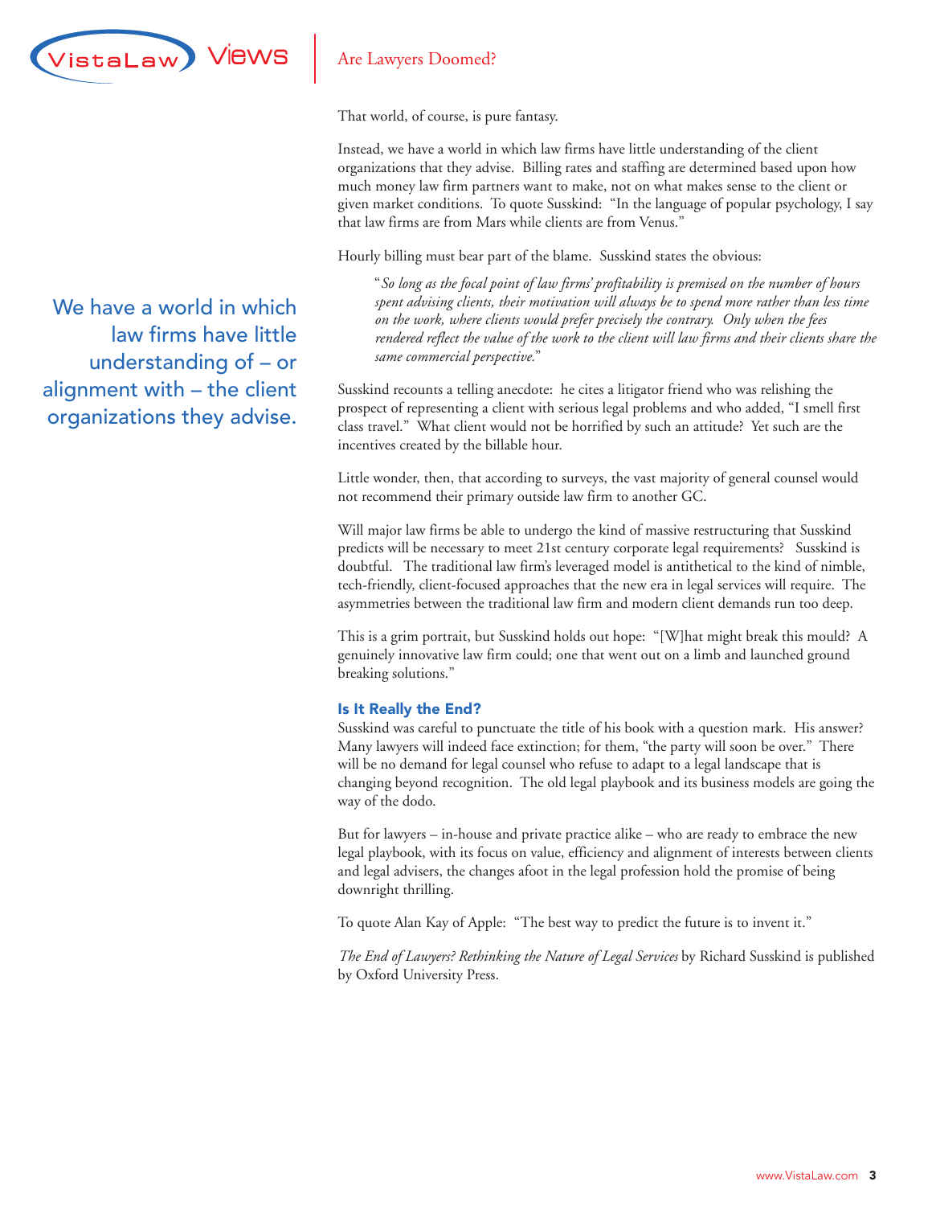That world, of course, is pure fantasy.

Instead, we have a world in which law firms have little understanding of the client organizations that they advise. Billing rates and staffing are determined based upon how much money law firm partners want to make, not on what makes sense to the client or given market conditions. To quote Susskind: "In the language of popular psychology, I say that law firms are from Mars while clients are from Venus."

> We have a world in which law firms have little understanding of – or alignment with – the client organizations they advise.

Hourly billing must bear part of the blame. Susskind states the obvious:

> "*So long as the focal point of law firms' profitability is premised on the number of hours spent advising clients, their motivation will always be to spend more rather than less time on the work, where clients would prefer precisely the contrary. Only when the fees rendered reflect the value of the work to the client will law firms and their clients share the same commercial perspective.*"

Susskind recounts a telling anecdote: he cites a litigator friend who was relishing the prospect of representing a client with serious legal problems and who added, "I smell first class travel." What client would not be horrified by such an attitude? Yet such are the incentives created by the billable hour.

Little wonder, then, that according to surveys, the vast majority of general counsel would not recommend their primary outside law firm to another GC.

Will major law firms be able to undergo the kind of massive restructuring that Susskind predicts will be necessary to meet 21st century corporate legal requirements? Susskind is doubtful. The traditional law firm's leveraged model is antithetical to the kind of nimble, tech-friendly, client-focused approaches that the new era in legal services will require. The asymmetries between the traditional law firm and modern client demands run too deep.

This is a grim portrait, but Susskind holds out hope: "[W]hat might break this mould? A genuinely innovative law firm could; one that went out on a limb and launched ground breaking solutions."

### Is It Really the End?

Susskind was careful to punctuate the title of his book with a question mark. His answer? Many lawyers will indeed face extinction; for them, "the party will soon be over." There will be no demand for legal counsel who refuse to adapt to a legal landscape that is changing beyond recognition. The old legal playbook and its business models are going the way of the dodo.

But for lawyers – in-house and private practice alike – who are ready to embrace the new legal playbook, with its focus on value, efficiency and alignment of interests between clients and legal advisers, the changes afoot in the legal profession hold the promise of being downright thrilling.

To quote Alan Kay of Apple: "The best way to predict the future is to invent it."

*The End of Lawyers? Rethinking the Nature of Legal Services* by Richard Susskind is published by Oxford University Press.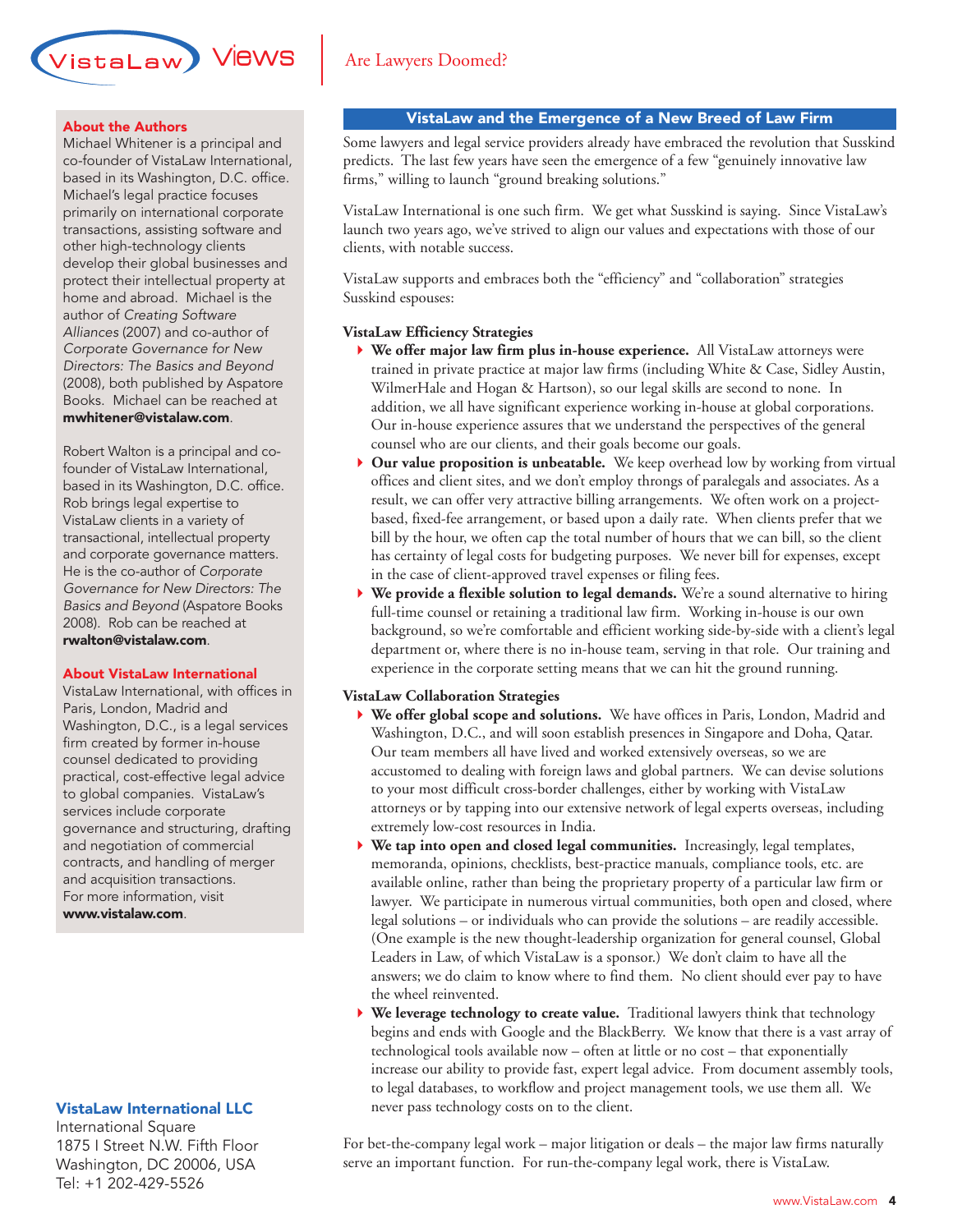## VistaLaw and the Emergence of a New Breed of Law Firm

Some lawyers and legal service providers already have embraced the revolution that Susskind predicts. The last few years have seen the emergence of a few "genuinely innovative law firms," willing to launch "ground breaking solutions."

VistaLaw International is one such firm. We get what Susskind is saying. Since VistaLaw's launch two years ago, we've strived to align our values and expectations with those of our clients, with notable success.

VistaLaw supports and embraces both the "efficiency" and "collaboration" strategies Susskind espouses:

**VistaLaw Efficiency Strategies**

- **We offer major law firm plus in-house experience.** All VistaLaw attorneys were trained in private practice at major law firms (including White & Case, Sidley Austin, WilmerHale and Hogan & Hartson), so our legal skills are second to none. In addition, we all have significant experience working in-house at global corporations. Our in-house experience assures that we understand the perspectives of the general counsel who are our clients, and their goals become our goals.
- **Our value proposition is unbeatable.** We keep overhead low by working from virtual offices and client sites, and we don't employ throngs of paralegals and associates. As a result, we can offer very attractive billing arrangements. We often work on a project-based, fixed-fee arrangement, or based upon a daily rate. When clients prefer that we bill by the hour, we often cap the total number of hours that we can bill, so the client has certainty of legal costs for budgeting purposes. We never bill for expenses, except in the case of client-approved travel expenses or filing fees.
- **We provide a flexible solution to legal demands.** We're a sound alternative to hiring full-time counsel or retaining a traditional law firm. Working in-house is our own background, so we're comfortable and efficient working side-by-side with a client's legal department or, where there is no in-house team, serving in that role. Our training and experience in the corporate setting means that we can hit the ground running.

**VistaLaw Collaboration Strategies**

- **We offer global scope and solutions.** We have offices in Paris, London, Madrid and Washington, D.C., and will soon establish presences in Singapore and Doha, Qatar. Our team members all have lived and worked extensively overseas, so we are accustomed to dealing with foreign laws and global partners. We can devise solutions to your most difficult cross-border challenges, either by working with VistaLaw attorneys or by tapping into our extensive network of legal experts overseas, including extremely low-cost resources in India.
- **We tap into open and closed legal communities.** Increasingly, legal templates, memoranda, opinions, checklists, best-practice manuals, compliance tools, etc. are available online, rather than being the proprietary property of a particular law firm or lawyer. We participate in numerous virtual communities, both open and closed, where legal solutions – or individuals who can provide the solutions – are readily accessible. (One example is the new thought-leadership organization for general counsel, Global Leaders in Law, of which VistaLaw is a sponsor.) We don't claim to have all the answers; we do claim to know where to find them. No client should ever pay to have the wheel reinvented.
- **We leverage technology to create value.** Traditional lawyers think that technology begins and ends with Google and the BlackBerry. We know that there is a vast array of technological tools available now – often at little or no cost – that exponentially increase our ability to provide fast, expert legal advice. From document assembly tools, to legal databases, to workflow and project management tools, we use them all. We never pass technology costs on to the client.

For bet-the-company legal work – major litigation or deals – the major law firms naturally serve an important function. For run-the-company legal work, there is VistaLaw.

### About the Authors

Michael Whitener is a principal and co-founder of VistaLaw International, based in its Washington, D.C. office. Michael's legal practice focuses primarily on international corporate transactions, assisting software and other high-technology clients develop their global businesses and protect their intellectual property at home and abroad. Michael is the author of *Creating Software Alliances* (2007) and co-author of *Corporate Governance for New Directors: The Basics and Beyond* (2008), both published by Aspatore Books. Michael can be reached at **mwhitener@vistalaw.com**.

Robert Walton is a principal and co-founder of VistaLaw International, based in its Washington, D.C. office. Rob brings legal expertise to VistaLaw clients in a variety of transactional, intellectual property and corporate governance matters. He is the co-author of *Corporate Governance for New Directors: The Basics and Beyond* (Aspatore Books 2008). Rob can be reached at **rwalton@vistalaw.com**.

### About VistaLaw International

VistaLaw International, with offices in Paris, London, Madrid and Washington, D.C., is a legal services firm created by former in-house counsel dedicated to providing practical, cost-effective legal advice to global companies. VistaLaw's services include corporate governance and structuring, drafting and negotiation of commercial contracts, and handling of merger and acquisition transactions.
For more information, visit **www.vistalaw.com**.

**VistaLaw International LLC**
International Square
1875 I Street N.W. Fifth Floor
Washington, DC 20006, USA
Tel: +1 202-429-5526